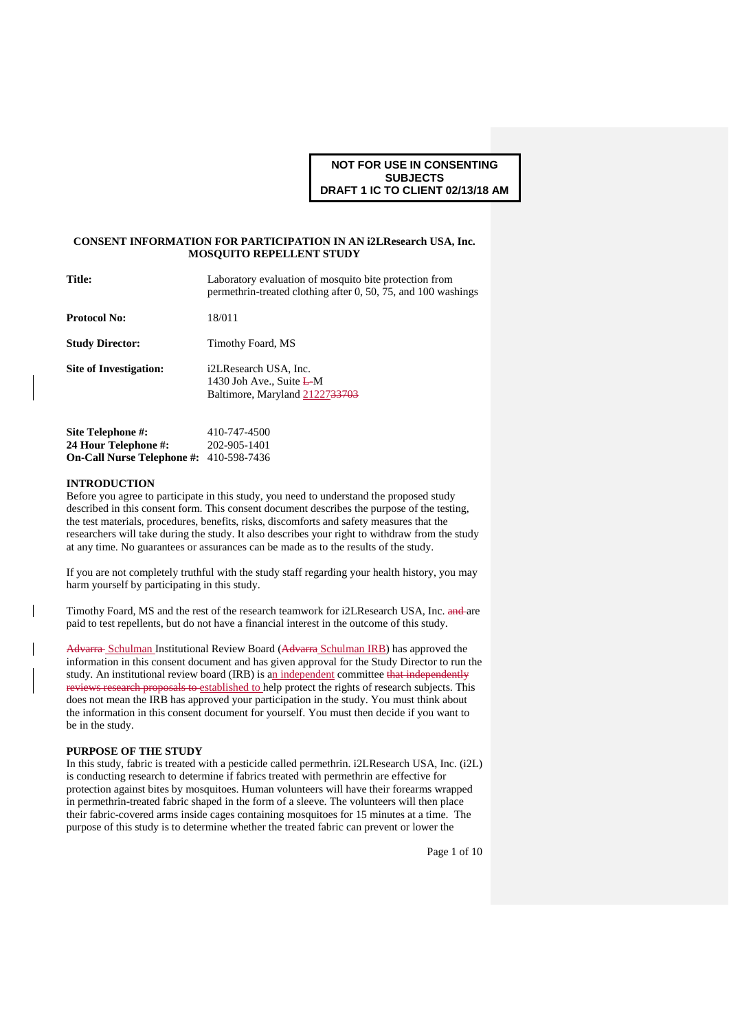**NOT FOR USE IN CONSENTING SUBJECTS**
**DRAFT 1 IC TO CLIENT 02/13/18 AM**

## CONSENT INFORMATION FOR PARTICIPATION IN AN i2LResearch USA, Inc. MOSQUITO REPELLENT STUDY

| | |
|---|---|
| **Title:** | Laboratory evaluation of mosquito bite protection from permethrin-treated clothing after 0, 50, 75, and 100 washings |
| **Protocol No:** | 18/011 |
| **Study Director:** | Timothy Foard, MS |
| **Site of Investigation:** | i2LResearch USA, Inc.<br>1430 Joh Ave., Suite ~~L~~ M<br>Baltimore, Maryland 21227~~33703~~ |

| | |
|---|---|
| **Site Telephone #:** | 410-747-4500 |
| **24 Hour Telephone #:** | 202-905-1401 |
| **On-Call Nurse Telephone #:** | 410-598-7436 |

### INTRODUCTION

Before you agree to participate in this study, you need to understand the proposed study described in this consent form. This consent document describes the purpose of the testing, the test materials, procedures, benefits, risks, discomforts and safety measures that the researchers will take during the study. It also describes your right to withdraw from the study at any time. No guarantees or assurances can be made as to the results of the study.

If you are not completely truthful with the study staff regarding your health history, you may harm yourself by participating in this study.

Timothy Foard, MS and the rest of the research teamwork for i2LResearch USA, Inc. ~~and~~ are paid to test repellents, but do not have a financial interest in the outcome of this study.

~~Advarra~~ Schulman Institutional Review Board (~~Advarra~~ Schulman IRB) has approved the information in this consent document and has given approval for the Study Director to run the study. An institutional review board (IRB) is an independent committee ~~that independently reviews research proposals to~~ established to help protect the rights of research subjects. This does not mean the IRB has approved your participation in the study. You must think about the information in this consent document for yourself. You must then decide if you want to be in the study.

### PURPOSE OF THE STUDY

In this study, fabric is treated with a pesticide called permethrin. i2LResearch USA, Inc. (i2L) is conducting research to determine if fabrics treated with permethrin are effective for protection against bites by mosquitoes. Human volunteers will have their forearms wrapped in permethrin-treated fabric shaped in the form of a sleeve. The volunteers will then place their fabric-covered arms inside cages containing mosquitoes for 15 minutes at a time. The purpose of this study is to determine whether the treated fabric can prevent or lower the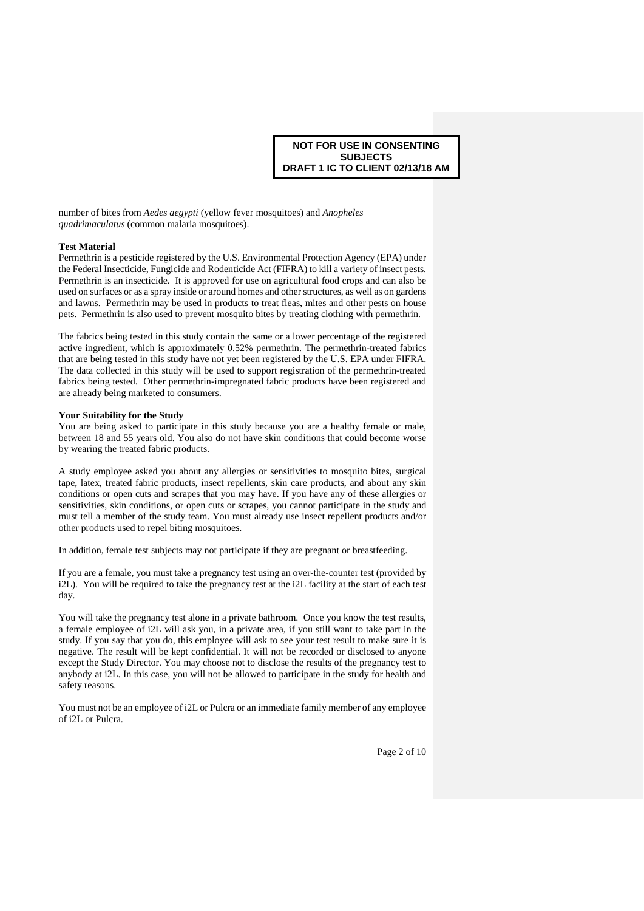**NOT FOR USE IN CONSENTING SUBJECTS**
**DRAFT 1 IC TO CLIENT 02/13/18 AM**

number of bites from *Aedes aegypti* (yellow fever mosquitoes) and *Anopheles quadrimaculatus* (common malaria mosquitoes).

**Test Material**

Permethrin is a pesticide registered by the U.S. Environmental Protection Agency (EPA) under the Federal Insecticide, Fungicide and Rodenticide Act (FIFRA) to kill a variety of insect pests. Permethrin is an insecticide. It is approved for use on agricultural food crops and can also be used on surfaces or as a spray inside or around homes and other structures, as well as on gardens and lawns. Permethrin may be used in products to treat fleas, mites and other pests on house pets. Permethrin is also used to prevent mosquito bites by treating clothing with permethrin.

The fabrics being tested in this study contain the same or a lower percentage of the registered active ingredient, which is approximately 0.52% permethrin. The permethrin-treated fabrics that are being tested in this study have not yet been registered by the U.S. EPA under FIFRA. The data collected in this study will be used to support registration of the permethrin-treated fabrics being tested. Other permethrin-impregnated fabric products have been registered and are already being marketed to consumers.

**Your Suitability for the Study**

You are being asked to participate in this study because you are a healthy female or male, between 18 and 55 years old. You also do not have skin conditions that could become worse by wearing the treated fabric products.

A study employee asked you about any allergies or sensitivities to mosquito bites, surgical tape, latex, treated fabric products, insect repellents, skin care products, and about any skin conditions or open cuts and scrapes that you may have. If you have any of these allergies or sensitivities, skin conditions, or open cuts or scrapes, you cannot participate in the study and must tell a member of the study team. You must already use insect repellent products and/or other products used to repel biting mosquitoes.

In addition, female test subjects may not participate if they are pregnant or breastfeeding.

If you are a female, you must take a pregnancy test using an over-the-counter test (provided by i2L). You will be required to take the pregnancy test at the i2L facility at the start of each test day.

You will take the pregnancy test alone in a private bathroom. Once you know the test results, a female employee of i2L will ask you, in a private area, if you still want to take part in the study. If you say that you do, this employee will ask to see your test result to make sure it is negative. The result will be kept confidential. It will not be recorded or disclosed to anyone except the Study Director. You may choose not to disclose the results of the pregnancy test to anybody at i2L. In this case, you will not be allowed to participate in the study for health and safety reasons.

You must not be an employee of i2L or Pulcra or an immediate family member of any employee of i2L or Pulcra.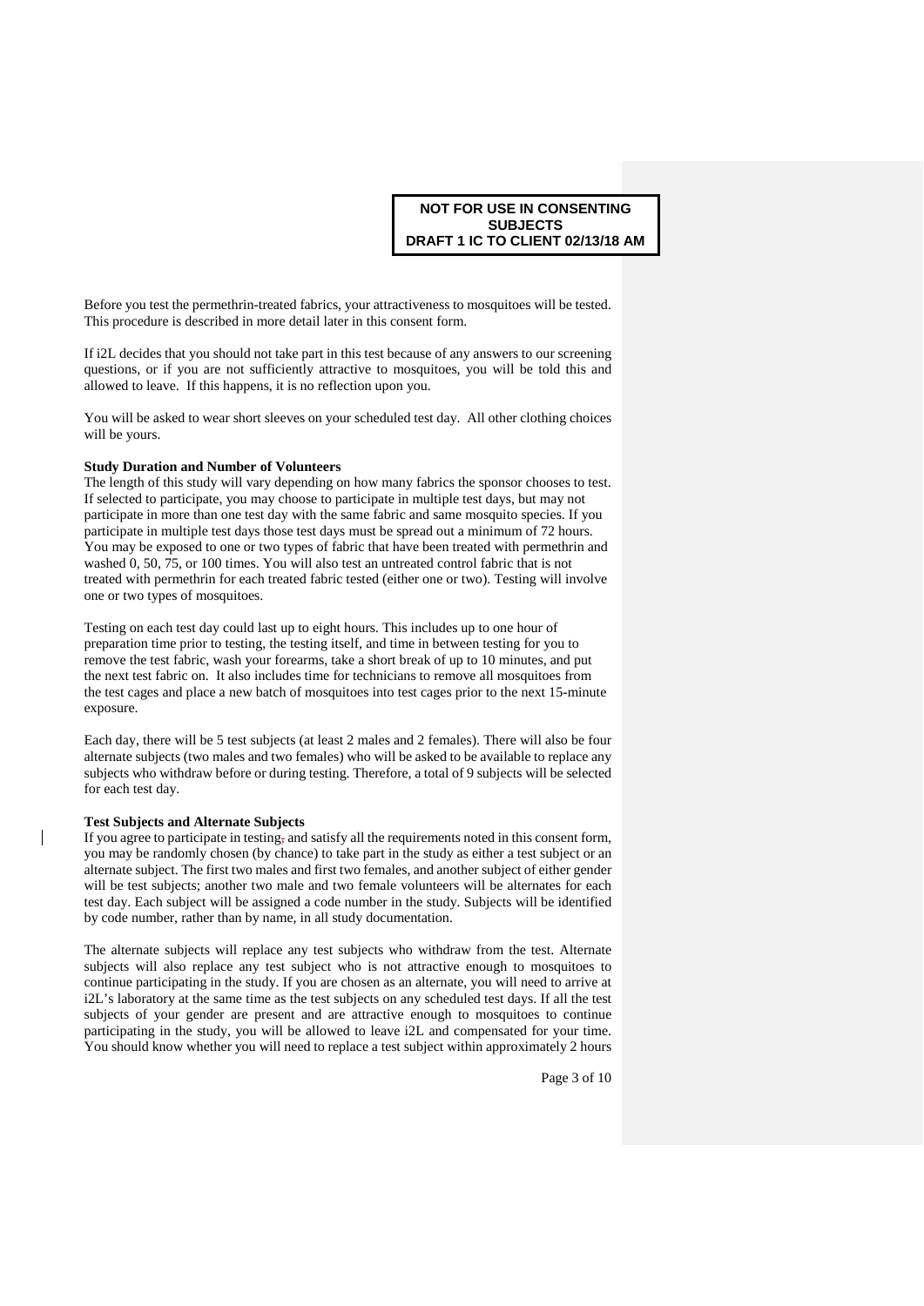**NOT FOR USE IN CONSENTING SUBJECTS**
**DRAFT 1 IC TO CLIENT 02/13/18 AM**

Before you test the permethrin-treated fabrics, your attractiveness to mosquitoes will be tested. This procedure is described in more detail later in this consent form.

If i2L decides that you should not take part in this test because of any answers to our screening questions, or if you are not sufficiently attractive to mosquitoes, you will be told this and allowed to leave. If this happens, it is no reflection upon you.

You will be asked to wear short sleeves on your scheduled test day. All other clothing choices will be yours.

**Study Duration and Number of Volunteers**

The length of this study will vary depending on how many fabrics the sponsor chooses to test. If selected to participate, you may choose to participate in multiple test days, but may not participate in more than one test day with the same fabric and same mosquito species. If you participate in multiple test days those test days must be spread out a minimum of 72 hours. You may be exposed to one or two types of fabric that have been treated with permethrin and washed 0, 50, 75, or 100 times. You will also test an untreated control fabric that is not treated with permethrin for each treated fabric tested (either one or two). Testing will involve one or two types of mosquitoes.

Testing on each test day could last up to eight hours. This includes up to one hour of preparation time prior to testing, the testing itself, and time in between testing for you to remove the test fabric, wash your forearms, take a short break of up to 10 minutes, and put the next test fabric on. It also includes time for technicians to remove all mosquitoes from the test cages and place a new batch of mosquitoes into test cages prior to the next 15-minute exposure.

Each day, there will be 5 test subjects (at least 2 males and 2 females). There will also be four alternate subjects (two males and two females) who will be asked to be available to replace any subjects who withdraw before or during testing. Therefore, a total of 9 subjects will be selected for each test day.

**Test Subjects and Alternate Subjects**

If you agree to participate in testing and satisfy all the requirements noted in this consent form, you may be randomly chosen (by chance) to take part in the study as either a test subject or an alternate subject. The first two males and first two females, and another subject of either gender will be test subjects; another two male and two female volunteers will be alternates for each test day. Each subject will be assigned a code number in the study. Subjects will be identified by code number, rather than by name, in all study documentation.

The alternate subjects will replace any test subjects who withdraw from the test. Alternate subjects will also replace any test subject who is not attractive enough to mosquitoes to continue participating in the study. If you are chosen as an alternate, you will need to arrive at i2L's laboratory at the same time as the test subjects on any scheduled test days. If all the test subjects of your gender are present and are attractive enough to mosquitoes to continue participating in the study, you will be allowed to leave i2L and compensated for your time. You should know whether you will need to replace a test subject within approximately 2 hours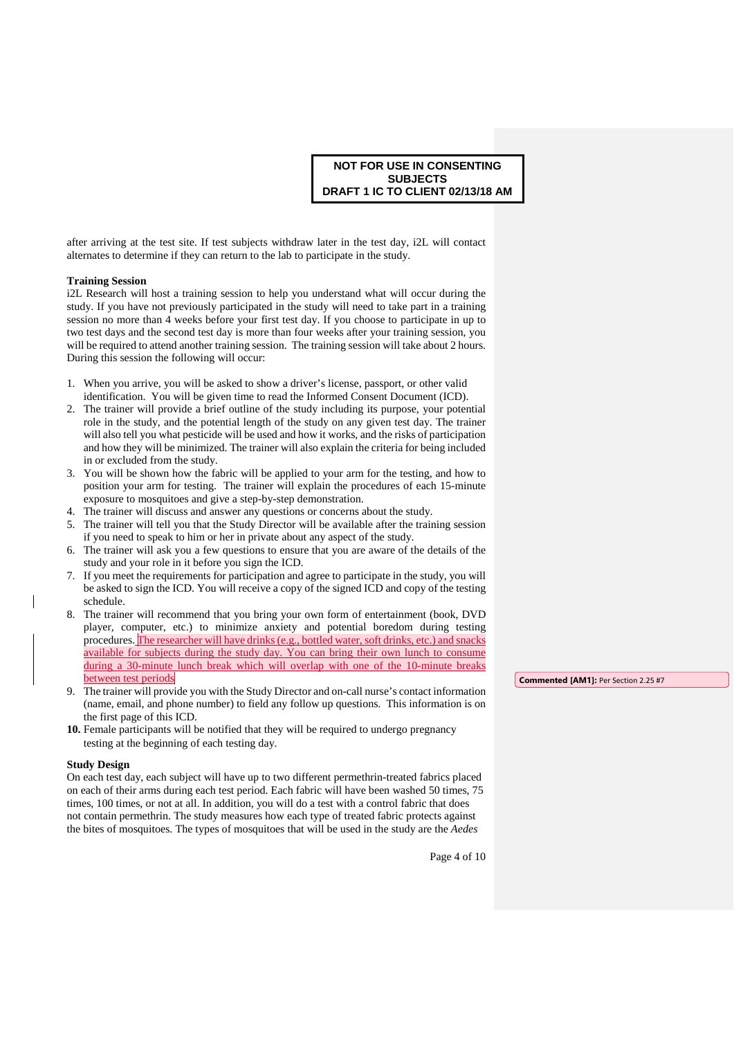**NOT FOR USE IN CONSENTING SUBJECTS**
**DRAFT 1 IC TO CLIENT 02/13/18 AM**

after arriving at the test site. If test subjects withdraw later in the test day, i2L will contact alternates to determine if they can return to the lab to participate in the study.

**Training Session**

i2L Research will host a training session to help you understand what will occur during the study. If you have not previously participated in the study will need to take part in a training session no more than 4 weeks before your first test day. If you choose to participate in up to two test days and the second test day is more than four weeks after your training session, you will be required to attend another training session. The training session will take about 2 hours. During this session the following will occur:

1. When you arrive, you will be asked to show a driver's license, passport, or other valid identification. You will be given time to read the Informed Consent Document (ICD).
2. The trainer will provide a brief outline of the study including its purpose, your potential role in the study, and the potential length of the study on any given test day. The trainer will also tell you what pesticide will be used and how it works, and the risks of participation and how they will be minimized. The trainer will also explain the criteria for being included in or excluded from the study.
3. You will be shown how the fabric will be applied to your arm for the testing, and how to position your arm for testing. The trainer will explain the procedures of each 15-minute exposure to mosquitoes and give a step-by-step demonstration.
4. The trainer will discuss and answer any questions or concerns about the study.
5. The trainer will tell you that the Study Director will be available after the training session if you need to speak to him or her in private about any aspect of the study.
6. The trainer will ask you a few questions to ensure that you are aware of the details of the study and your role in it before you sign the ICD.
7. If you meet the requirements for participation and agree to participate in the study, you will be asked to sign the ICD. You will receive a copy of the signed ICD and copy of the testing schedule.
8. The trainer will recommend that you bring your own form of entertainment (book, DVD player, computer, etc.) to minimize anxiety and potential boredom during testing procedures. The researcher will have drinks (e.g., bottled water, soft drinks, etc.) and snacks available for subjects during the study day. You can bring their own lunch to consume during a 30-minute lunch break which will overlap with one of the 10-minute breaks between test periods
9. The trainer will provide you with the Study Director and on-call nurse's contact information (name, email, and phone number) to field any follow up questions. This information is on the first page of this ICD.
10. Female participants will be notified that they will be required to undergo pregnancy testing at the beginning of each testing day.

**Commented [AM1]:** Per Section 2.25 #7

**Study Design**

On each test day, each subject will have up to two different permethrin-treated fabrics placed on each of their arms during each test period. Each fabric will have been washed 50 times, 75 times, 100 times, or not at all. In addition, you will do a test with a control fabric that does not contain permethrin. The study measures how each type of treated fabric protects against the bites of mosquitoes. The types of mosquitoes that will be used in the study are the *Aedes*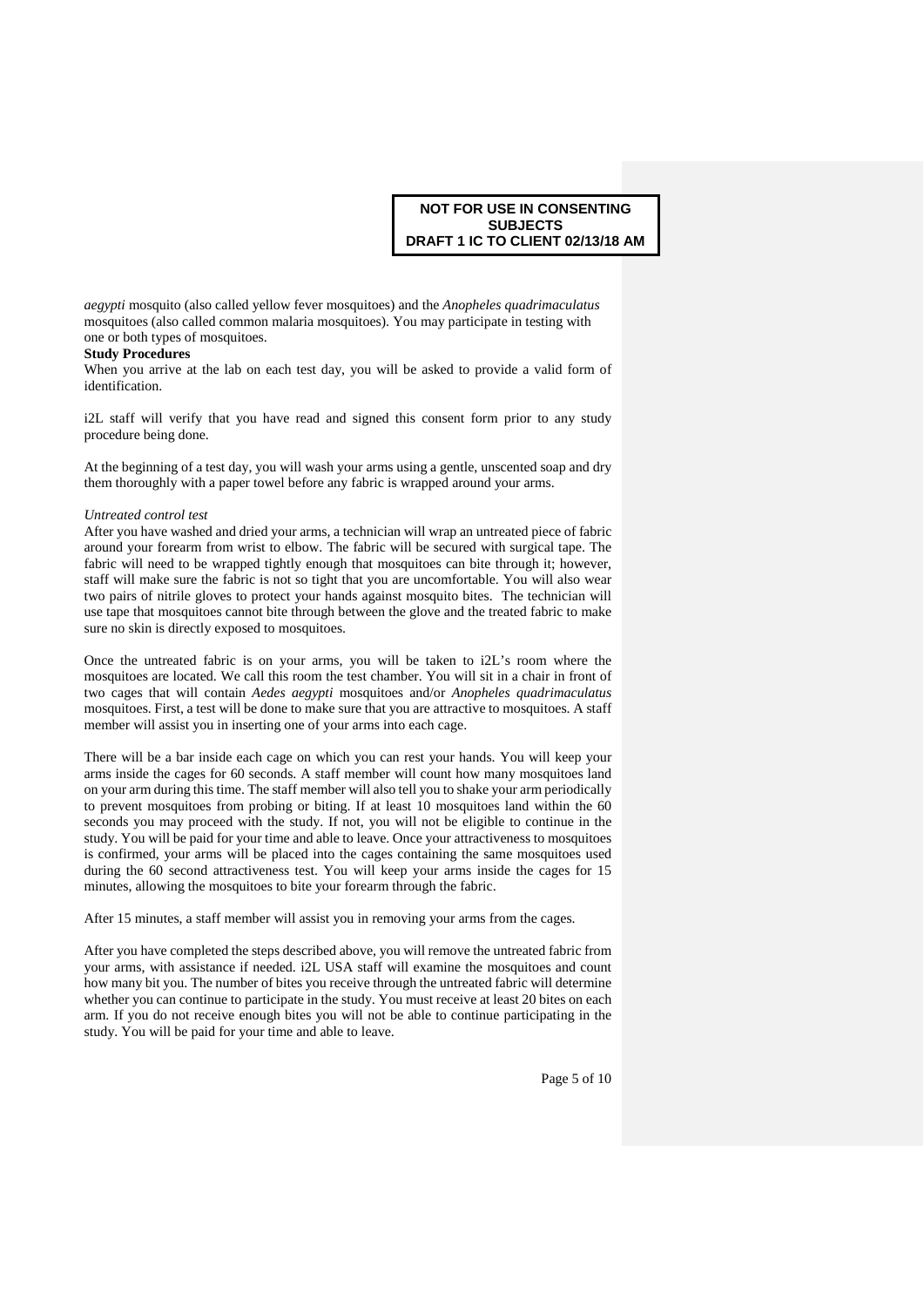**NOT FOR USE IN CONSENTING SUBJECTS**
**DRAFT 1 IC TO CLIENT 02/13/18 AM**

*aegypti* mosquito (also called yellow fever mosquitoes) and the *Anopheles quadrimaculatus* mosquitoes (also called common malaria mosquitoes). You may participate in testing with one or both types of mosquitoes.

**Study Procedures**

When you arrive at the lab on each test day, you will be asked to provide a valid form of identification.

i2L staff will verify that you have read and signed this consent form prior to any study procedure being done.

At the beginning of a test day, you will wash your arms using a gentle, unscented soap and dry them thoroughly with a paper towel before any fabric is wrapped around your arms.

*Untreated control test*

After you have washed and dried your arms, a technician will wrap an untreated piece of fabric around your forearm from wrist to elbow. The fabric will be secured with surgical tape. The fabric will need to be wrapped tightly enough that mosquitoes can bite through it; however, staff will make sure the fabric is not so tight that you are uncomfortable. You will also wear two pairs of nitrile gloves to protect your hands against mosquito bites. The technician will use tape that mosquitoes cannot bite through between the glove and the treated fabric to make sure no skin is directly exposed to mosquitoes.

Once the untreated fabric is on your arms, you will be taken to i2L's room where the mosquitoes are located. We call this room the test chamber. You will sit in a chair in front of two cages that will contain *Aedes aegypti* mosquitoes and/or *Anopheles quadrimaculatus* mosquitoes. First, a test will be done to make sure that you are attractive to mosquitoes. A staff member will assist you in inserting one of your arms into each cage.

There will be a bar inside each cage on which you can rest your hands. You will keep your arms inside the cages for 60 seconds. A staff member will count how many mosquitoes land on your arm during this time. The staff member will also tell you to shake your arm periodically to prevent mosquitoes from probing or biting. If at least 10 mosquitoes land within the 60 seconds you may proceed with the study. If not, you will not be eligible to continue in the study. You will be paid for your time and able to leave. Once your attractiveness to mosquitoes is confirmed, your arms will be placed into the cages containing the same mosquitoes used during the 60 second attractiveness test. You will keep your arms inside the cages for 15 minutes, allowing the mosquitoes to bite your forearm through the fabric.

After 15 minutes, a staff member will assist you in removing your arms from the cages.

After you have completed the steps described above, you will remove the untreated fabric from your arms, with assistance if needed. i2L USA staff will examine the mosquitoes and count how many bit you. The number of bites you receive through the untreated fabric will determine whether you can continue to participate in the study. You must receive at least 20 bites on each arm. If you do not receive enough bites you will not be able to continue participating in the study. You will be paid for your time and able to leave.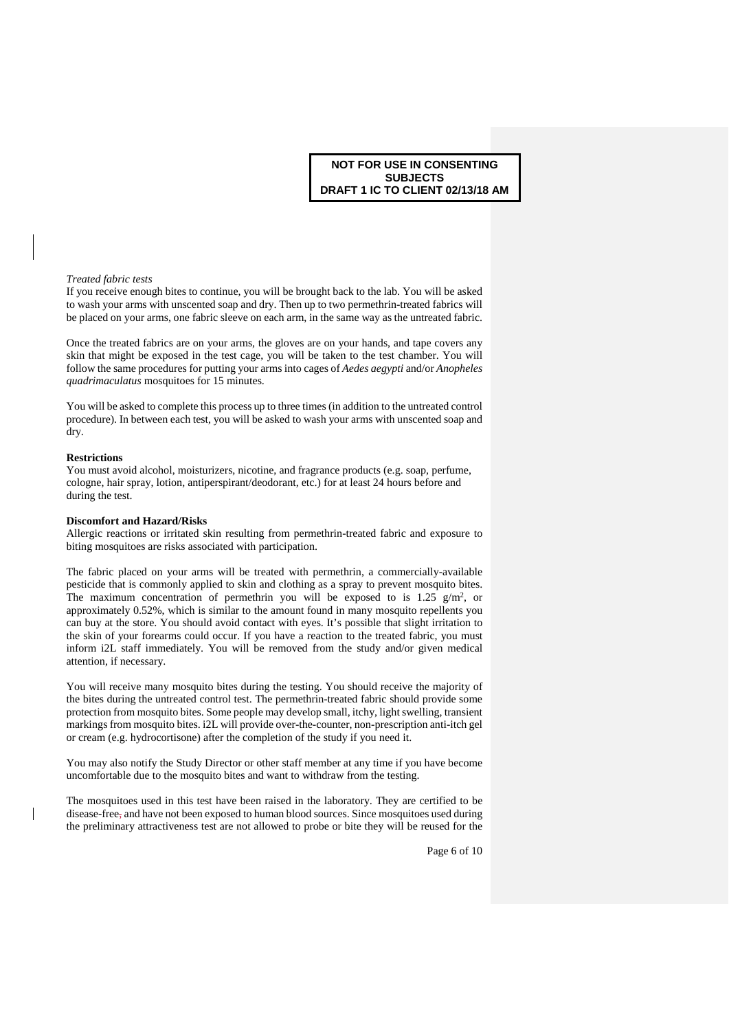**NOT FOR USE IN CONSENTING SUBJECTS**
**DRAFT 1 IC TO CLIENT 02/13/18 AM**

*Treated fabric tests*

If you receive enough bites to continue, you will be brought back to the lab. You will be asked to wash your arms with unscented soap and dry. Then up to two permethrin-treated fabrics will be placed on your arms, one fabric sleeve on each arm, in the same way as the untreated fabric.

Once the treated fabrics are on your arms, the gloves are on your hands, and tape covers any skin that might be exposed in the test cage, you will be taken to the test chamber. You will follow the same procedures for putting your arms into cages of *Aedes aegypti* and/or *Anopheles quadrimaculatus* mosquitoes for 15 minutes.

You will be asked to complete this process up to three times (in addition to the untreated control procedure). In between each test, you will be asked to wash your arms with unscented soap and dry.

**Restrictions**

You must avoid alcohol, moisturizers, nicotine, and fragrance products (e.g. soap, perfume, cologne, hair spray, lotion, antiperspirant/deodorant, etc.) for at least 24 hours before and during the test.

**Discomfort and Hazard/Risks**

Allergic reactions or irritated skin resulting from permethrin-treated fabric and exposure to biting mosquitoes are risks associated with participation.

The fabric placed on your arms will be treated with permethrin, a commercially-available pesticide that is commonly applied to skin and clothing as a spray to prevent mosquito bites. The maximum concentration of permethrin you will be exposed to is 1.25 $g/m^2$, or approximately 0.52%, which is similar to the amount found in many mosquito repellents you can buy at the store. You should avoid contact with eyes. It's possible that slight irritation to the skin of your forearms could occur. If you have a reaction to the treated fabric, you must inform i2L staff immediately. You will be removed from the study and/or given medical attention, if necessary.

You will receive many mosquito bites during the testing. You should receive the majority of the bites during the untreated control test. The permethrin-treated fabric should provide some protection from mosquito bites. Some people may develop small, itchy, light swelling, transient markings from mosquito bites. i2L will provide over-the-counter, non-prescription anti-itch gel or cream (e.g. hydrocortisone) after the completion of the study if you need it.

You may also notify the Study Director or other staff member at any time if you have become uncomfortable due to the mosquito bites and want to withdraw from the testing.

The mosquitoes used in this test have been raised in the laboratory. They are certified to be disease-free, and have not been exposed to human blood sources. Since mosquitoes used during the preliminary attractiveness test are not allowed to probe or bite they will be reused for the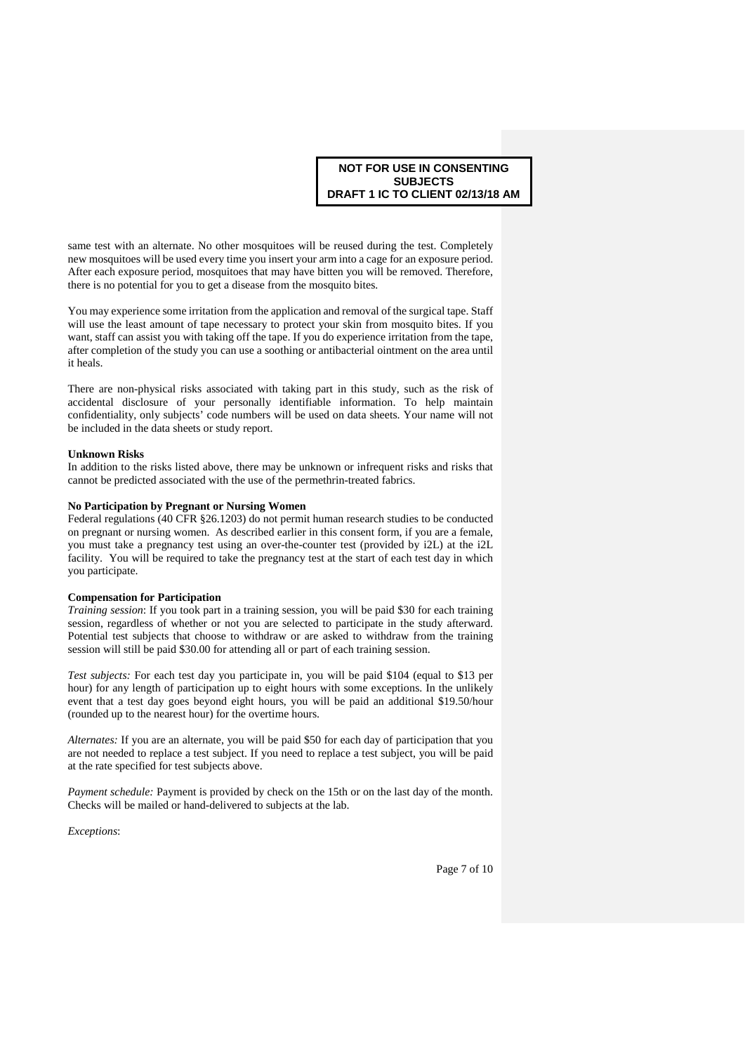**NOT FOR USE IN CONSENTING SUBJECTS**
**DRAFT 1 IC TO CLIENT 02/13/18 AM**

same test with an alternate. No other mosquitoes will be reused during the test. Completely new mosquitoes will be used every time you insert your arm into a cage for an exposure period. After each exposure period, mosquitoes that may have bitten you will be removed. Therefore, there is no potential for you to get a disease from the mosquito bites.

You may experience some irritation from the application and removal of the surgical tape. Staff will use the least amount of tape necessary to protect your skin from mosquito bites. If you want, staff can assist you with taking off the tape. If you do experience irritation from the tape, after completion of the study you can use a soothing or antibacterial ointment on the area until it heals.

There are non-physical risks associated with taking part in this study, such as the risk of accidental disclosure of your personally identifiable information. To help maintain confidentiality, only subjects' code numbers will be used on data sheets. Your name will not be included in the data sheets or study report.

**Unknown Risks**

In addition to the risks listed above, there may be unknown or infrequent risks and risks that cannot be predicted associated with the use of the permethrin-treated fabrics.

**No Participation by Pregnant or Nursing Women**

Federal regulations (40 CFR §26.1203) do not permit human research studies to be conducted on pregnant or nursing women. As described earlier in this consent form, if you are a female, you must take a pregnancy test using an over-the-counter test (provided by i2L) at the i2L facility. You will be required to take the pregnancy test at the start of each test day in which you participate.

**Compensation for Participation**

*Training session*: If you took part in a training session, you will be paid $30 for each training session, regardless of whether or not you are selected to participate in the study afterward. Potential test subjects that choose to withdraw or are asked to withdraw from the training session will still be paid $30.00 for attending all or part of each training session.

*Test subjects:* For each test day you participate in, you will be paid $104 (equal to $13 per hour) for any length of participation up to eight hours with some exceptions. In the unlikely event that a test day goes beyond eight hours, you will be paid an additional $19.50/hour (rounded up to the nearest hour) for the overtime hours.

*Alternates:* If you are an alternate, you will be paid $50 for each day of participation that you are not needed to replace a test subject. If you need to replace a test subject, you will be paid at the rate specified for test subjects above.

*Payment schedule:* Payment is provided by check on the 15th or on the last day of the month. Checks will be mailed or hand-delivered to subjects at the lab.

*Exceptions*: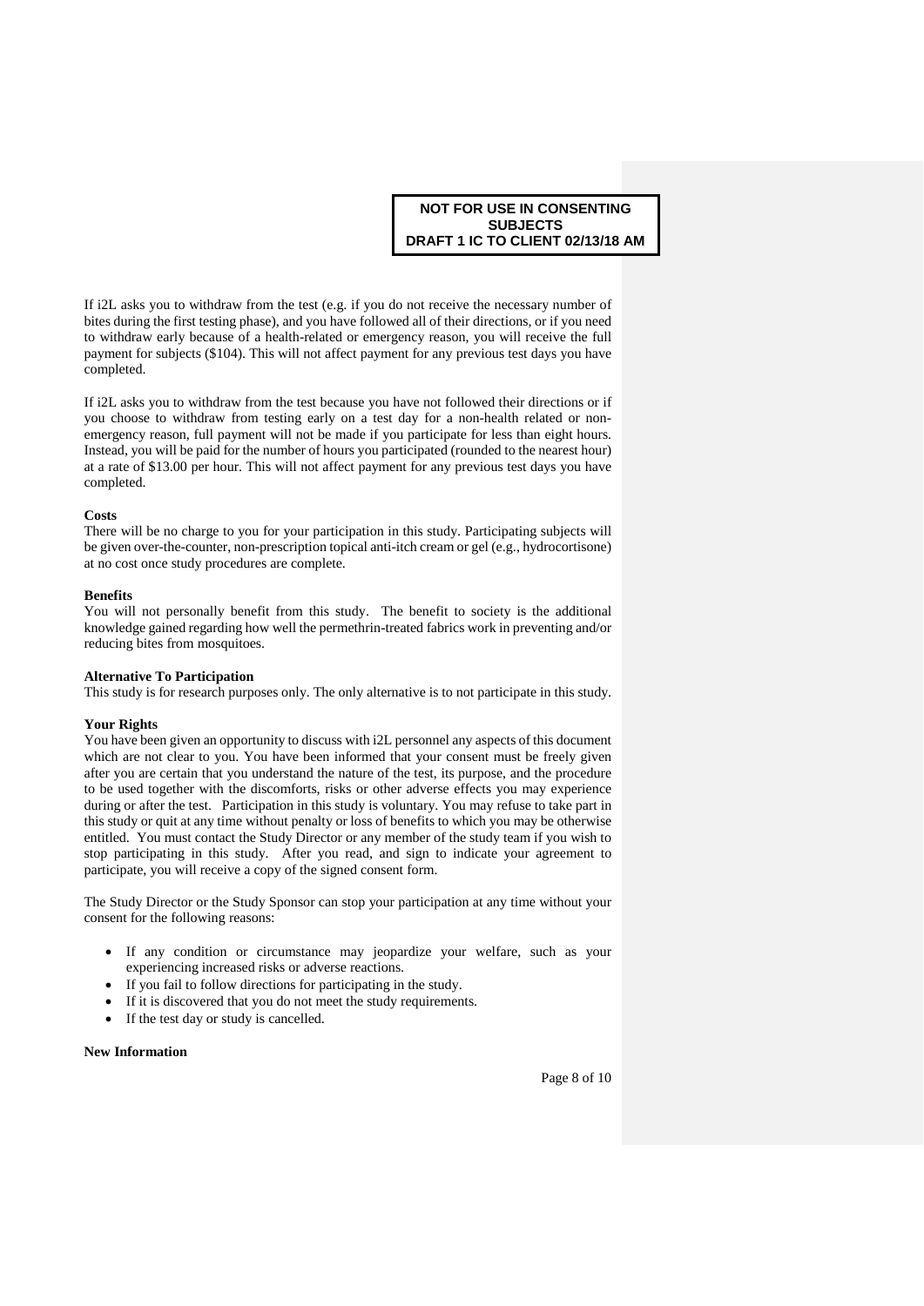**NOT FOR USE IN CONSENTING SUBJECTS**
**DRAFT 1 IC TO CLIENT 02/13/18 AM**

If i2L asks you to withdraw from the test (e.g. if you do not receive the necessary number of bites during the first testing phase), and you have followed all of their directions, or if you need to withdraw early because of a health-related or emergency reason, you will receive the full payment for subjects ($104). This will not affect payment for any previous test days you have completed.

If i2L asks you to withdraw from the test because you have not followed their directions or if you choose to withdraw from testing early on a test day for a non-health related or non-emergency reason, full payment will not be made if you participate for less than eight hours. Instead, you will be paid for the number of hours you participated (rounded to the nearest hour) at a rate of $13.00 per hour. This will not affect payment for any previous test days you have completed.

**Costs**

There will be no charge to you for your participation in this study. Participating subjects will be given over-the-counter, non-prescription topical anti-itch cream or gel (e.g., hydrocortisone) at no cost once study procedures are complete.

**Benefits**

You will not personally benefit from this study. The benefit to society is the additional knowledge gained regarding how well the permethrin-treated fabrics work in preventing and/or reducing bites from mosquitoes.

**Alternative To Participation**

This study is for research purposes only. The only alternative is to not participate in this study.

**Your Rights**

You have been given an opportunity to discuss with i2L personnel any aspects of this document which are not clear to you. You have been informed that your consent must be freely given after you are certain that you understand the nature of the test, its purpose, and the procedure to be used together with the discomforts, risks or other adverse effects you may experience during or after the test. Participation in this study is voluntary. You may refuse to take part in this study or quit at any time without penalty or loss of benefits to which you may be otherwise entitled. You must contact the Study Director or any member of the study team if you wish to stop participating in this study. After you read, and sign to indicate your agreement to participate, you will receive a copy of the signed consent form.

The Study Director or the Study Sponsor can stop your participation at any time without your consent for the following reasons:

- If any condition or circumstance may jeopardize your welfare, such as your experiencing increased risks or adverse reactions.
- If you fail to follow directions for participating in the study.
- If it is discovered that you do not meet the study requirements.
- If the test day or study is cancelled.

**New Information**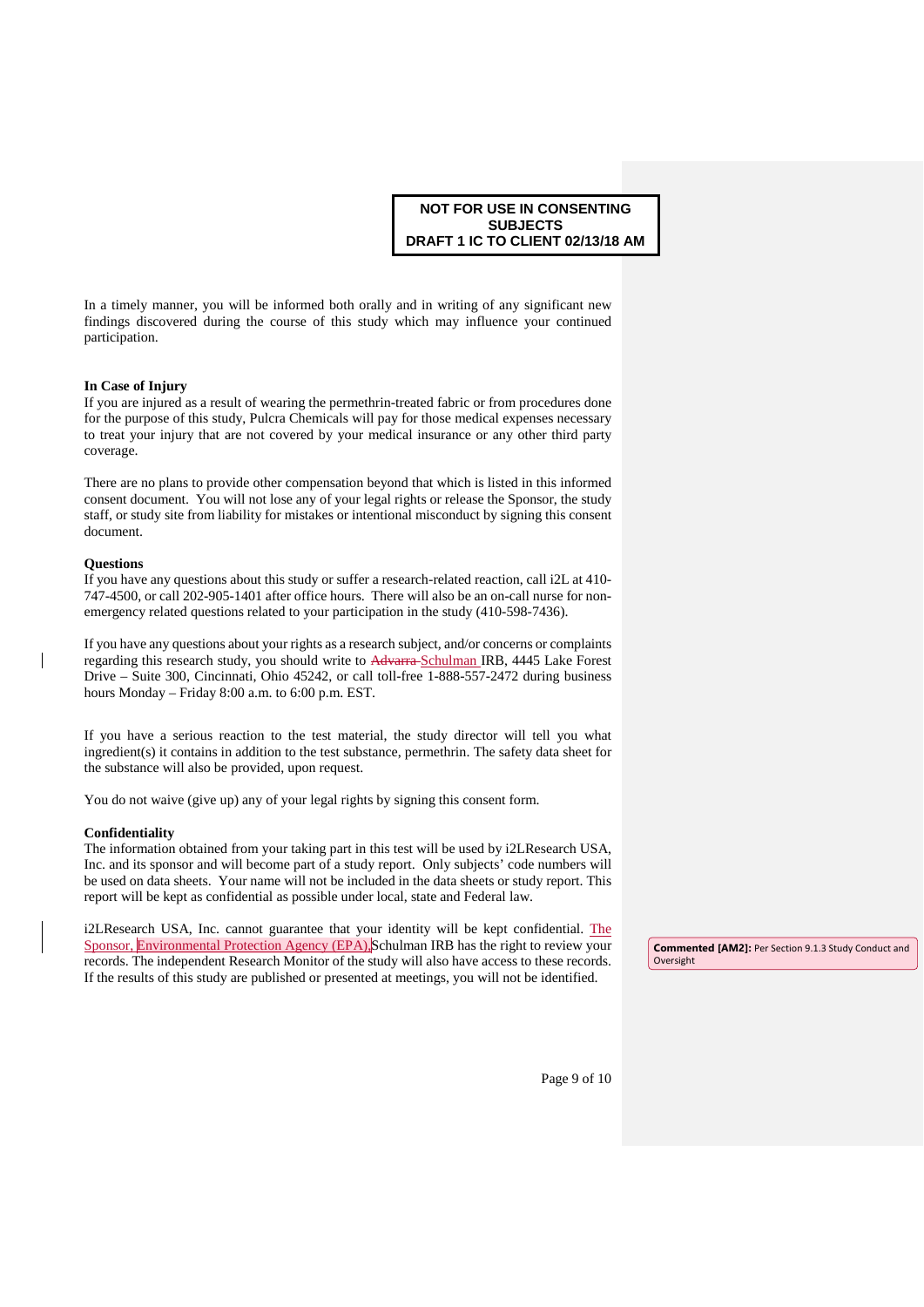**NOT FOR USE IN CONSENTING SUBJECTS**
**DRAFT 1 IC TO CLIENT 02/13/18 AM**

In a timely manner, you will be informed both orally and in writing of any significant new findings discovered during the course of this study which may influence your continued participation.

**In Case of Injury**

If you are injured as a result of wearing the permethrin-treated fabric or from procedures done for the purpose of this study, Pulcra Chemicals will pay for those medical expenses necessary to treat your injury that are not covered by your medical insurance or any other third party coverage.

There are no plans to provide other compensation beyond that which is listed in this informed consent document. You will not lose any of your legal rights or release the Sponsor, the study staff, or study site from liability for mistakes or intentional misconduct by signing this consent document.

**Questions**

If you have any questions about this study or suffer a research-related reaction, call i2L at 410-747-4500, or call 202-905-1401 after office hours. There will also be an on-call nurse for non-emergency related questions related to your participation in the study (410-598-7436).

If you have any questions about your rights as a research subject, and/or concerns or complaints regarding this research study, you should write to ~~Advarra~~ Schulman IRB, 4445 Lake Forest Drive – Suite 300, Cincinnati, Ohio 45242, or call toll-free 1-888-557-2472 during business hours Monday – Friday 8:00 a.m. to 6:00 p.m. EST.

If you have a serious reaction to the test material, the study director will tell you what ingredient(s) it contains in addition to the test substance, permethrin. The safety data sheet for the substance will also be provided, upon request.

You do not waive (give up) any of your legal rights by signing this consent form.

**Confidentiality**

The information obtained from your taking part in this test will be used by i2LResearch USA, Inc. and its sponsor and will become part of a study report. Only subjects' code numbers will be used on data sheets. Your name will not be included in the data sheets or study report. This report will be kept as confidential as possible under local, state and Federal law.

i2LResearch USA, Inc. cannot guarantee that your identity will be kept confidential. The Sponsor, Environmental Protection Agency (EPA), Schulman IRB has the right to review your records. The independent Research Monitor of the study will also have access to these records. If the results of this study are published or presented at meetings, you will not be identified.

**Commented [AM2]:** Per Section 9.1.3 Study Conduct and Oversight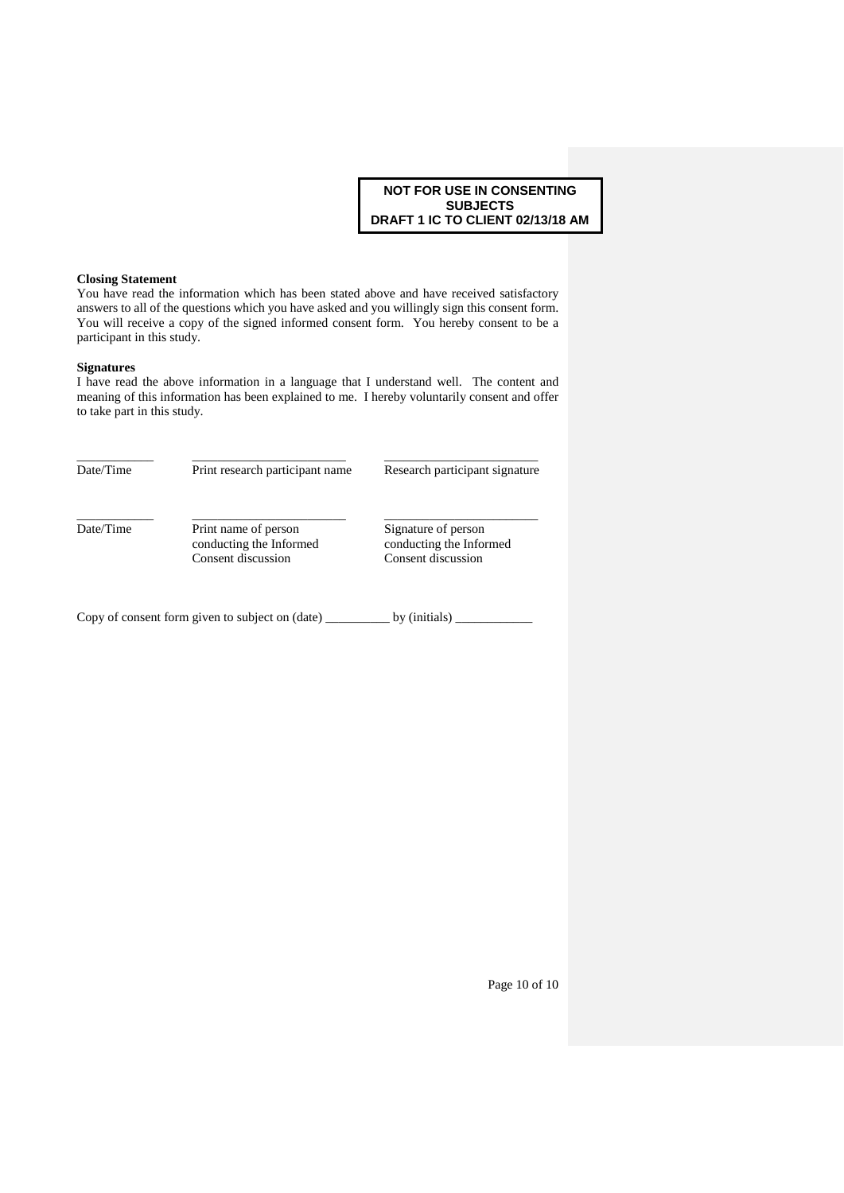**NOT FOR USE IN CONSENTING SUBJECTS**
**DRAFT 1 IC TO CLIENT 02/13/18 AM**

**Closing Statement**

You have read the information which has been stated above and have received satisfactory answers to all of the questions which you have asked and you willingly sign this consent form. You will receive a copy of the signed informed consent form. You hereby consent to be a participant in this study.

**Signatures**

I have read the above information in a language that I understand well. The content and meaning of this information has been explained to me. I hereby voluntarily consent and offer to take part in this study.

| | | |
|---|---|---|
| ____________ | ________________________ | ________________________ |
| Date/Time | Print research participant name | Research participant signature |
| ____________ | ________________________ | ________________________ |
| Date/Time | Print name of person conducting the Informed Consent discussion | Signature of person conducting the Informed Consent discussion |

Copy of consent form given to subject on (date) __________ by (initials) ____________